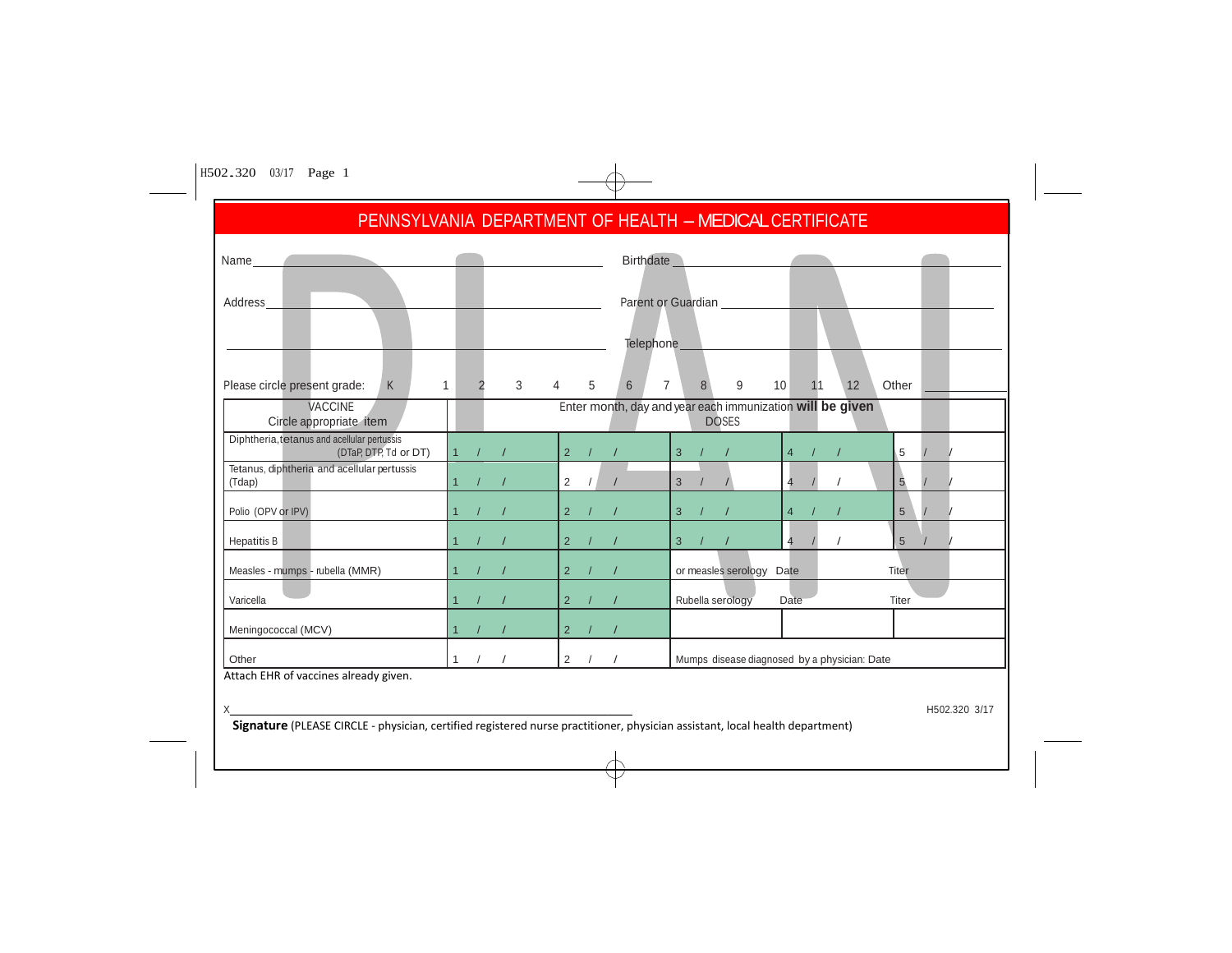# PENNSYLVANIA DEPARTMENT OF HEALTH – MEDICAL CERTIFICATE

Name______________________________ Birthdate______________________________

Address______________________________ Parent or Guardian ______________________________

______________________________ Telephone______________________________

Please circle present grade: K 1 2 3 4 5 6 7 8 9 10 11 12 Other ________

| VACCINE<br>Circle appropriate item | Enter month, day and year each immunization **will be given**<br>DOSES | | | | |
|---|---|---|---|---|---|
| Diphtheria, tetanus and acellular pertussis (DTaP, DTP, Td or DT) | 1 / / | 2 / / | 3 / / | 4 / / | 5 / / |
| Tetanus, diphtheria and acellular pertussis (Tdap) | 1 / / | 2 / / | 3 / / | 4 / / | 5 / / |
| Polio (OPV or IPV) | 1 / / | 2 / / | 3 / / | 4 / / | 5 / / |
| Hepatitis B | 1 / / | 2 / / | 3 / / | 4 / / | 5 / / |
| Measles - mumps - rubella (MMR) | 1 / / | 2 / / | or measles serology Date | | Titer |
| Varicella | 1 / / | 2 / / | Rubella serology Date | | Titer |
| Meningococcal (MCV) | 1 / / | 2 / / | | | |
| Other | 1 / / | 2 / / | Mumps disease diagnosed by a physician: Date | | |

Attach EHR of vaccines already given.

X______________________________________________

H502.320 3/17

**Signature** (PLEASE CIRCLE - physician, certified registered nurse practitioner, physician assistant, local health department)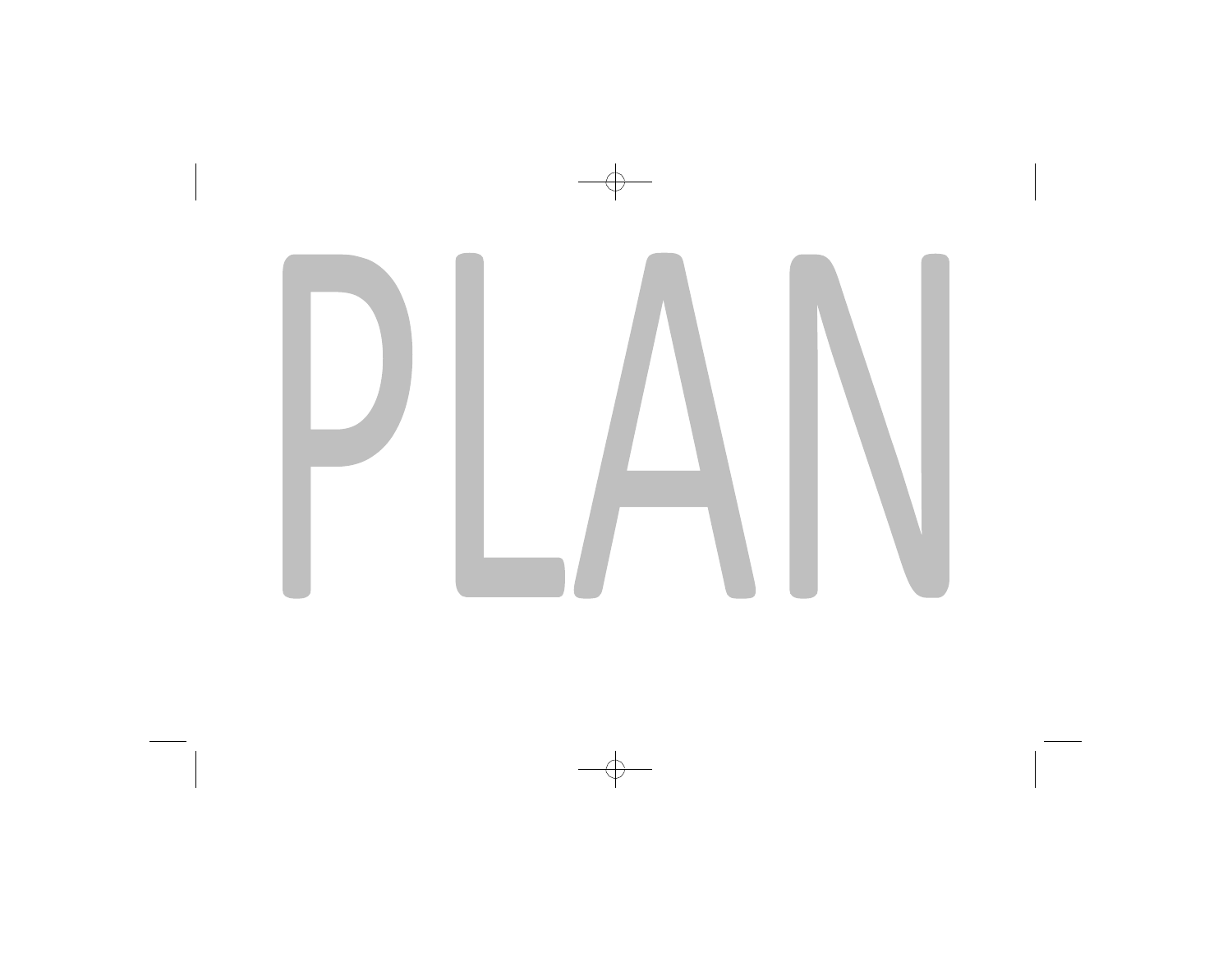# PLAN